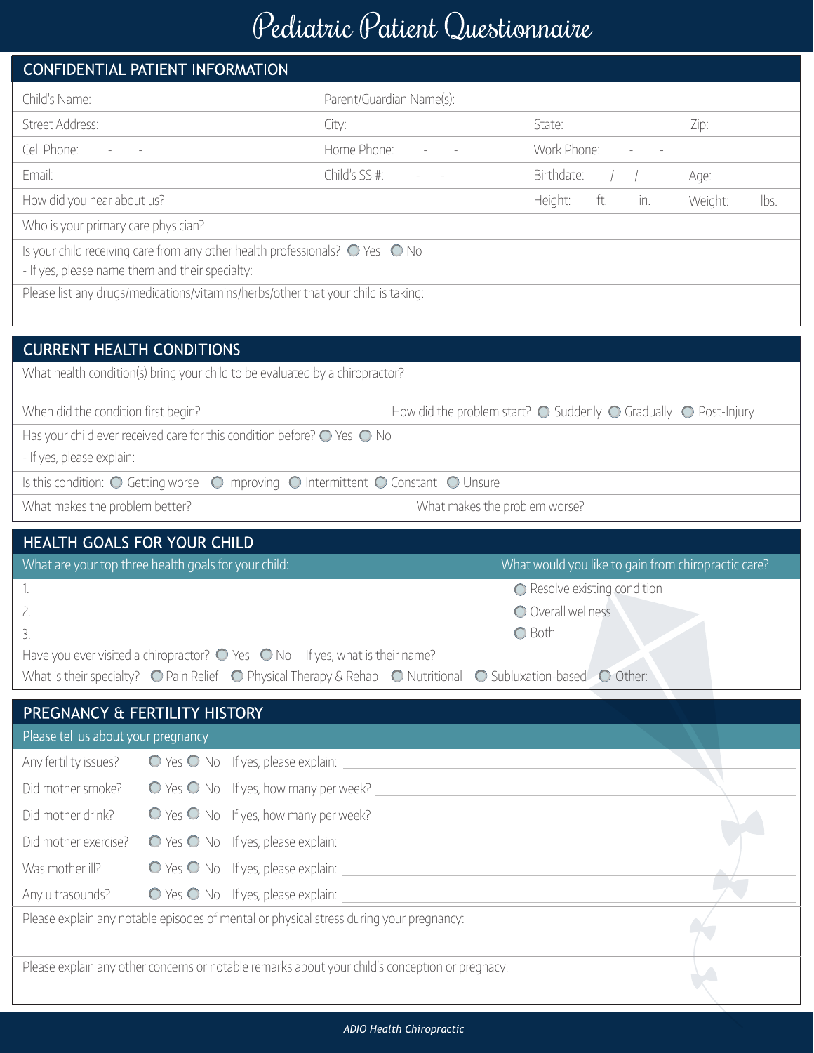# Pediatric Patient Questionnaire

## CONFIDENTIAL PATIENT INFORMATION

| | | | |
|---|---|---|---|
| Child's Name: | Parent/Guardian Name(s): | | |
| Street Address: | City: | State: | Zip: |
| Cell Phone: - - | Home Phone: - - | Work Phone: - - | |
| Email: | Child's SS #: - - | Birthdate: / / | Age: |
| How did you hear about us? | | Height: ft. in. | Weight: lbs. |

Who is your primary care physician?

Is your child receiving care from any other health professionals? ◯ Yes ◯ No
- If yes, please name them and their specialty:

Please list any drugs/medications/vitamins/herbs/other that your child is taking:

## CURRENT HEALTH CONDITIONS

What health condition(s) bring your child to be evaluated by a chiropractor?

When did the condition first begin?

How did the problem start? ◯ Suddenly ◯ Gradually ◯ Post-Injury

Has your child ever received care for this condition before? ◯ Yes ◯ No
- If yes, please explain:

Is this condition: ◯ Getting worse ◯ Improving ◯ Intermittent ◯ Constant ◯ Unsure

What makes the problem better?

What makes the problem worse?

## HEALTH GOALS FOR YOUR CHILD

What are your top three health goals for your child:

1. 
2. 
3. 

What would you like to gain from chiropractic care?

◯ Resolve existing condition
◯ Overall wellness
◯ Both

Have you ever visited a chiropractor? ◯ Yes ◯ No If yes, what is their name?

What is their specialty? ◯ Pain Relief ◯ Physical Therapy & Rehab ◯ Nutritional ◯ Subluxation-based ◯ Other:

## PREGNANCY & FERTILITY HISTORY

Please tell us about your pregnancy

| | | |
|---|---|---|
| Any fertility issues? | ◯ Yes ◯ No | If yes, please explain: |
| Did mother smoke? | ◯ Yes ◯ No | If yes, how many per week? |
| Did mother drink? | ◯ Yes ◯ No | If yes, how many per week? |
| Did mother exercise? | ◯ Yes ◯ No | If yes, please explain: |
| Was mother ill? | ◯ Yes ◯ No | If yes, please explain: |
| Any ultrasounds? | ◯ Yes ◯ No | If yes, please explain: |

Please explain any notable episodes of mental or physical stress during your pregnancy:

Please explain any other concerns or notable remarks about your child's conception or pregnacy:

*ADIO Health Chiropractic*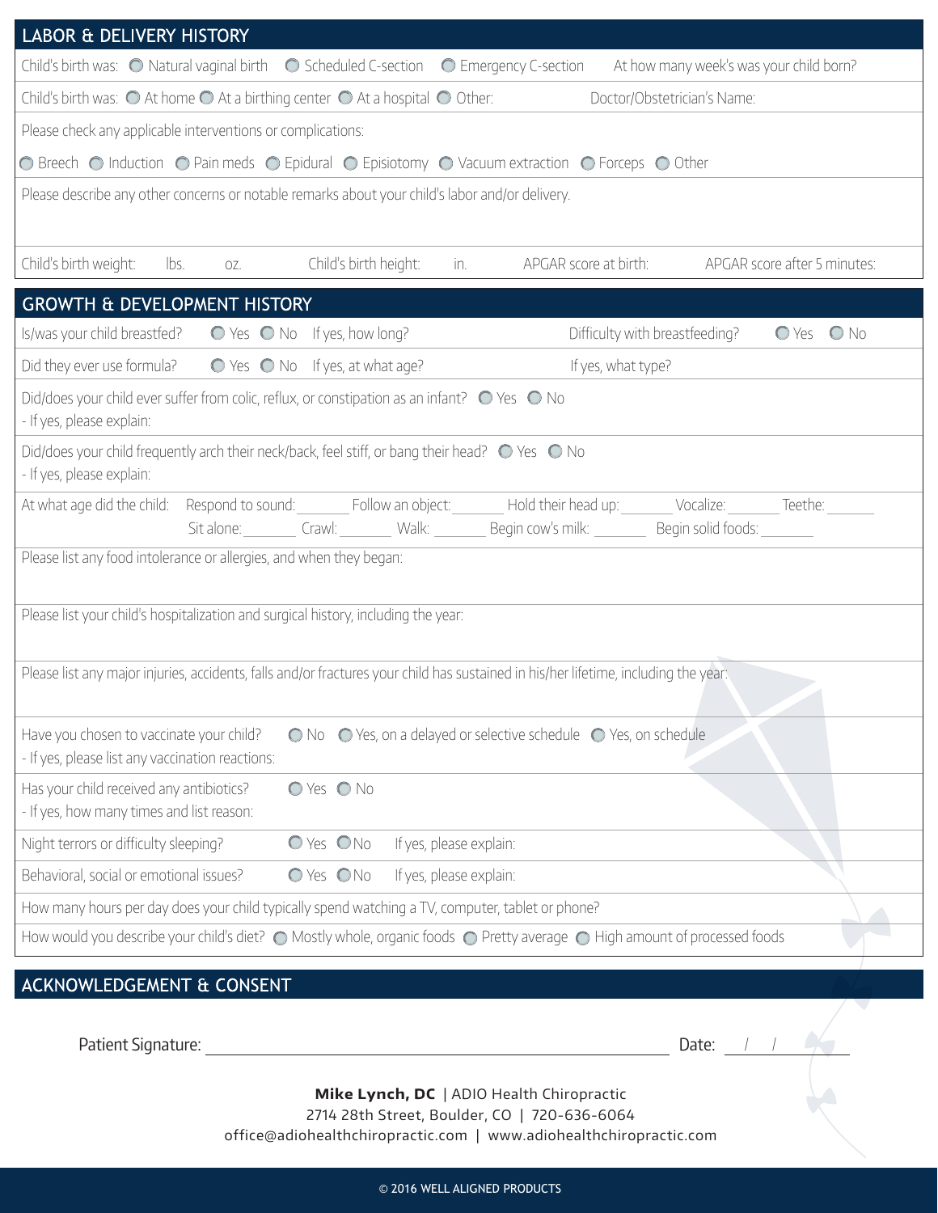## LABOR & DELIVERY HISTORY

Child's birth was: ○ Natural vaginal birth ○ Scheduled C-section ○ Emergency C-section At how many week's was your child born?

Child's birth was: ○ At home ○ At a birthing center ○ At a hospital ○ Other: Doctor/Obstetrician's Name:

Please check any applicable interventions or complications:

○ Breech ○ Induction ○ Pain meds ○ Epidural ○ Episiotomy ○ Vacuum extraction ○ Forceps ○ Other

Please describe any other concerns or notable remarks about your child's labor and/or delivery.

Child's birth weight: lbs. oz. Child's birth height: in. APGAR score at birth: APGAR score after 5 minutes:

## GROWTH & DEVELOPMENT HISTORY

Is/was your child breastfed? ○ Yes ○ No If yes, how long? Difficulty with breastfeeding? ○ Yes ○ No

Did they ever use formula? ○ Yes ○ No If yes, at what age? If yes, what type?

Did/does your child ever suffer from colic, reflux, or constipation as an infant? ○ Yes ○ No
- If yes, please explain:

Did/does your child frequently arch their neck/back, feel stiff, or bang their head? ○ Yes ○ No
- If yes, please explain:

At what age did the child: Respond to sound:_______ Follow an object:_______ Hold their head up:_______ Vocalize:_______ Teethe:_______
Sit alone:_______ Crawl:_______ Walk:_______ Begin cow's milk:_______ Begin solid foods:_______

Please list any food intolerance or allergies, and when they began:

Please list your child's hospitalization and surgical history, including the year:

Please list any major injuries, accidents, falls and/or fractures your child has sustained in his/her lifetime, including the year:

Have you chosen to vaccinate your child? ○ No ○ Yes, on a delayed or selective schedule ○ Yes, on schedule
- If yes, please list any vaccination reactions:

Has your child received any antibiotics? ○ Yes ○ No
- If yes, how many times and list reason:

Night terrors or difficulty sleeping? ○ Yes ○ No If yes, please explain:

Behavioral, social or emotional issues? ○ Yes ○ No If yes, please explain:

How many hours per day does your child typically spend watching a TV, computer, tablet or phone?

How would you describe your child's diet? ○ Mostly whole, organic foods ○ Pretty average ○ High amount of processed foods

## ACKNOWLEDGEMENT & CONSENT

Patient Signature: ______________________________ Date: / /

**Mike Lynch, DC** | ADIO Health Chiropractic
2714 28th Street, Boulder, CO | 720-636-6064
office@adiohealthchiropractic.com | www.adiohealthchiropractic.com

© 2016 WELL ALIGNED PRODUCTS